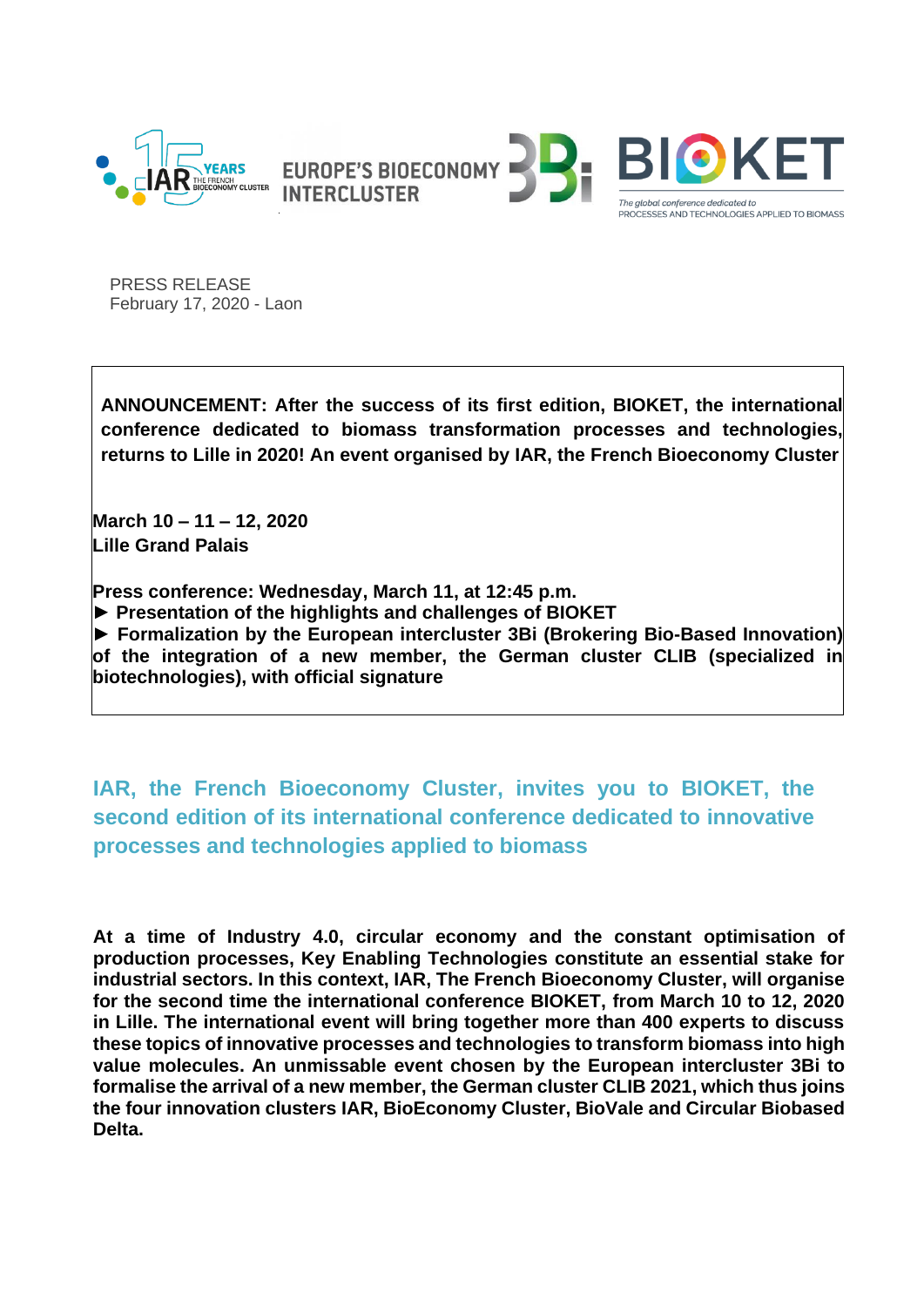PRESS RELEASE
February 17, 2020 - Laon

**ANNOUNCEMENT: After the success of its first edition, BIOKET, the international conference dedicated to biomass transformation processes and technologies, returns to Lille in 2020! An event organised by IAR, the French Bioeconomy Cluster**

**March 10 – 11 – 12, 2020**
**Lille Grand Palais**

**Press conference: Wednesday, March 11, at 12:45 p.m.**
**► Presentation of the highlights and challenges of BIOKET**
**► Formalization by the European intercluster 3Bi (Brokering Bio-Based Innovation) of the integration of a new member, the German cluster CLIB (specialized in biotechnologies), with official signature**

## IAR, the French Bioeconomy Cluster, invites you to BIOKET, the second edition of its international conference dedicated to innovative processes and technologies applied to biomass

**At a time of Industry 4.0, circular economy and the constant optimisation of production processes, Key Enabling Technologies constitute an essential stake for industrial sectors. In this context, IAR, The French Bioeconomy Cluster, will organise for the second time the international conference BIOKET, from March 10 to 12, 2020 in Lille. The international event will bring together more than 400 experts to discuss these topics of innovative processes and technologies to transform biomass into high value molecules. An unmissable event chosen by the European intercluster 3Bi to formalise the arrival of a new member, the German cluster CLIB 2021, which thus joins the four innovation clusters IAR, BioEconomy Cluster, BioVale and Circular Biobased Delta.**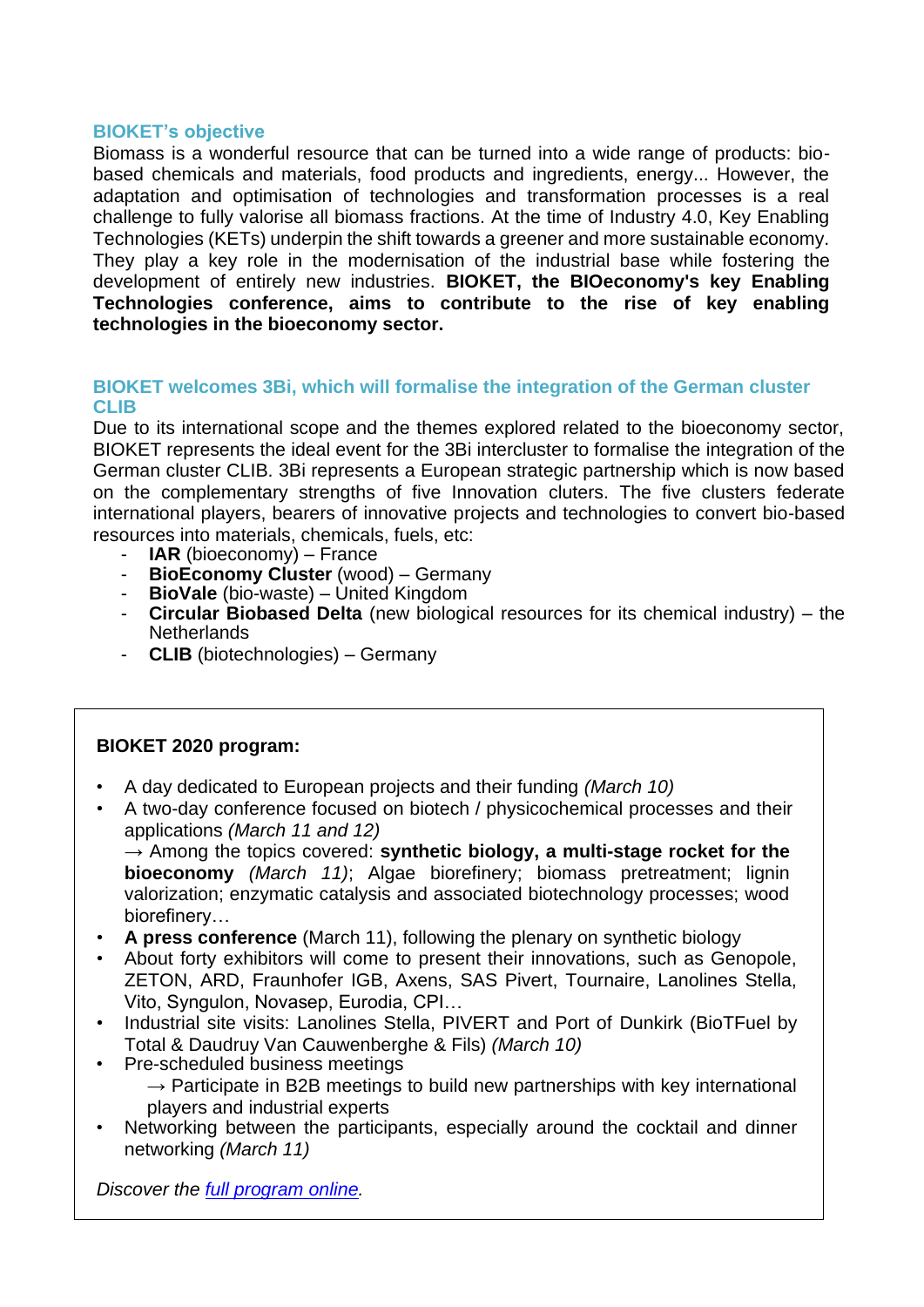## BIOKET's objective

Biomass is a wonderful resource that can be turned into a wide range of products: bio-based chemicals and materials, food products and ingredients, energy... However, the adaptation and optimisation of technologies and transformation processes is a real challenge to fully valorise all biomass fractions. At the time of Industry 4.0, Key Enabling Technologies (KETs) underpin the shift towards a greener and more sustainable economy. They play a key role in the modernisation of the industrial base while fostering the development of entirely new industries. **BIOKET, the BIOeconomy's key Enabling Technologies conference, aims to contribute to the rise of key enabling technologies in the bioeconomy sector.**

## BIOKET welcomes 3Bi, which will formalise the integration of the German cluster CLIB

Due to its international scope and the themes explored related to the bioeconomy sector, BIOKET represents the ideal event for the 3Bi intercluster to formalise the integration of the German cluster CLIB. 3Bi represents a European strategic partnership which is now based on the complementary strengths of five Innovation cluters. The five clusters federate international players, bearers of innovative projects and technologies to convert bio-based resources into materials, chemicals, fuels, etc:

- **IAR** (bioeconomy) – France
- **BioEconomy Cluster** (wood) – Germany
- **BioVale** (bio-waste) – United Kingdom
- **Circular Biobased Delta** (new biological resources for its chemical industry) – the Netherlands
- **CLIB** (biotechnologies) – Germany

**BIOKET 2020 program:**

- A day dedicated to European projects and their funding *(March 10)*
- A two-day conference focused on biotech / physicochemical processes and their applications *(March 11 and 12)*
  → Among the topics covered: **synthetic biology, a multi-stage rocket for the bioeconomy** *(March 11)*; Algae biorefinery; biomass pretreatment; lignin valorization; enzymatic catalysis and associated biotechnology processes; wood biorefinery…
- **A press conference** (March 11), following the plenary on synthetic biology
- About forty exhibitors will come to present their innovations, such as Genopole, ZETON, ARD, Fraunhofer IGB, Axens, SAS Pivert, Tournaire, Lanolines Stella, Vito, Syngulon, Novasep, Eurodia, CPI…
- Industrial site visits: Lanolines Stella, PIVERT and Port of Dunkirk (BioTFuel by Total & Daudruy Van Cauwenberghe & Fils) *(March 10)*
- Pre-scheduled business meetings
  → Participate in B2B meetings to build new partnerships with key international players and industrial experts
- Networking between the participants, especially around the cocktail and dinner networking *(March 11)*

*Discover the full program online.*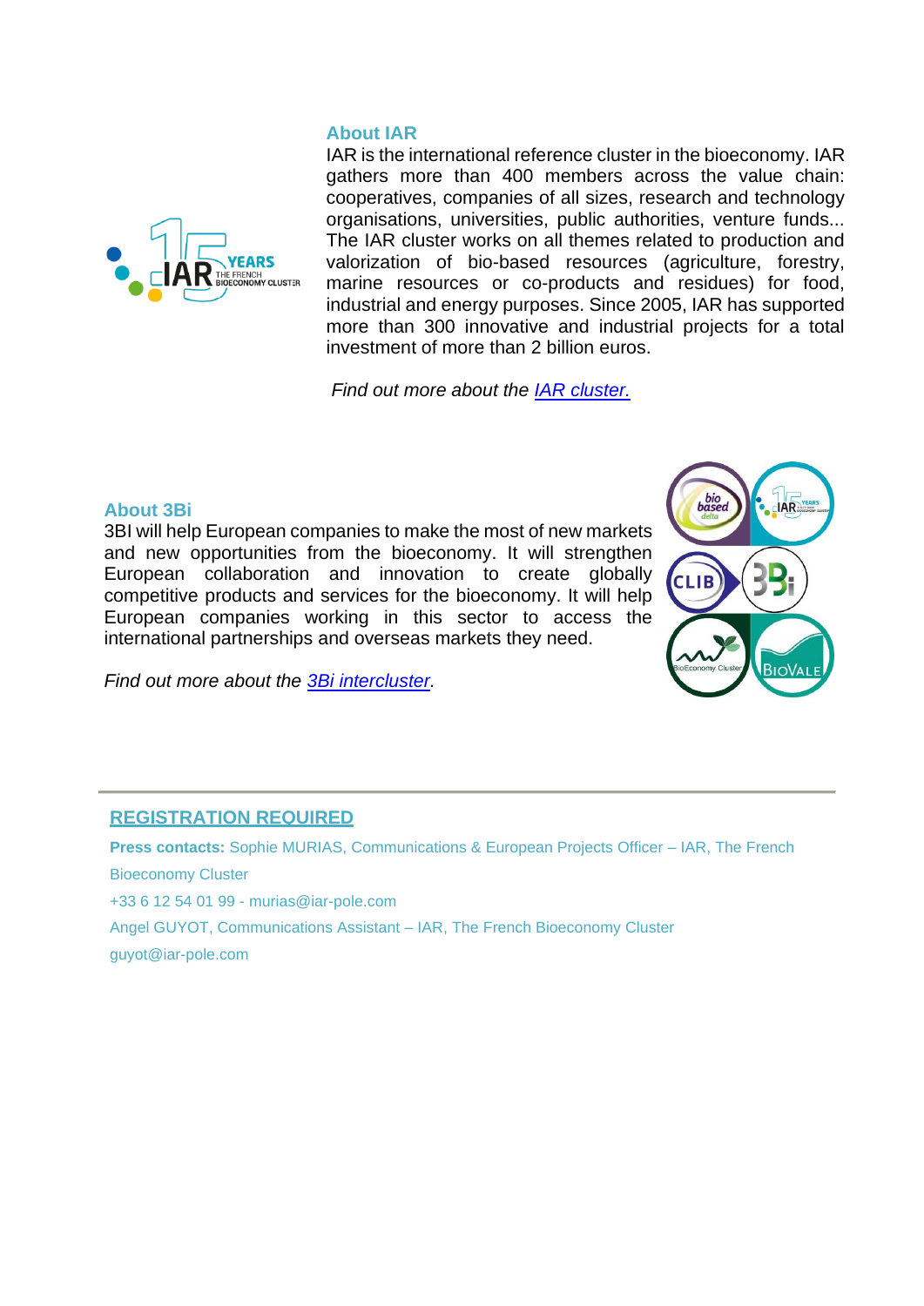## About IAR

IAR is the international reference cluster in the bioeconomy. IAR gathers more than 400 members across the value chain: cooperatives, companies of all sizes, research and technology organisations, universities, public authorities, venture funds... The IAR cluster works on all themes related to production and valorization of bio-based resources (agriculture, forestry, marine resources or co-products and residues) for food, industrial and energy purposes. Since 2005, IAR has supported more than 300 innovative and industrial projects for a total investment of more than 2 billion euros.

*Find out more about the [IAR cluster.]()*

## About 3Bi

3BI will help European companies to make the most of new markets and new opportunities from the bioeconomy. It will strengthen European collaboration and innovation to create globally competitive products and services for the bioeconomy. It will help European companies working in this sector to access the international partnerships and overseas markets they need.

*Find out more about the [3Bi intercluster]().*

---

## REGISTRATION REQUIRED

**Press contacts:** Sophie MURIAS, Communications & European Projects Officer – IAR, The French Bioeconomy Cluster

+33 6 12 54 01 99 - murias@iar-pole.com

Angel GUYOT, Communications Assistant – IAR, The French Bioeconomy Cluster

guyot@iar-pole.com